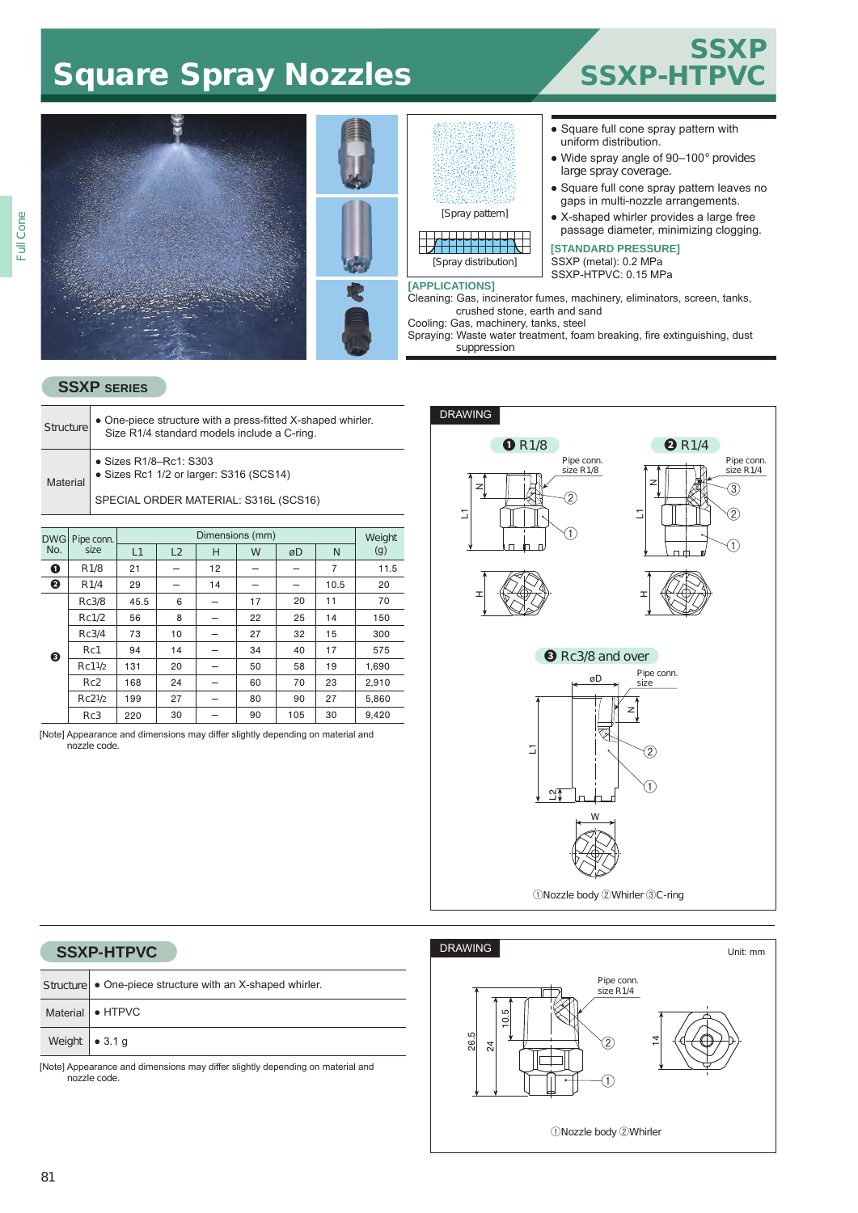# Square Spray Nozzles

## SSXP
## SSXP-HTPVC

Full Cone

[Spray pattern]

[Spray distribution]

- Square full cone spray pattern with uniform distribution.
- Wide spray angle of 90–100° provides large spray coverage.
- Square full cone spray pattern leaves no gaps in multi-nozzle arrangements.
- X-shaped whirler provides a large free passage diameter, minimizing clogging.

**[STANDARD PRESSURE]**
SSXP (metal): 0.2 MPa
SSXP-HTPVC: 0.15 MPa

**[APPLICATIONS]**
Cleaning: Gas, incinerator fumes, machinery, eliminators, screen, tanks, crushed stone, earth and sand
Cooling: Gas, machinery, tanks, steel
Spraying: Waste water treatment, foam breaking, fire extinguishing, dust suppression

## SSXP SERIES

| | |
|---|---|
| Structure | • One-piece structure with a press-fitted X-shaped whirler. Size R1/4 standard models include a C-ring. |
| Material | • Sizes R1/8–Rc1: S303<br>• Sizes Rc1 1/2 or larger: S316 (SCS14)<br><br>SPECIAL ORDER MATERIAL: S316L (SCS16) |

| DWG No. | Pipe conn. size | Dimensions (mm) | | | | | | Weight (g) |
|---|---|---|---|---|---|---|---|---|
| | | L1 | L2 | H | W | øD | N | |
| ❶ | R1/8 | 21 | – | 12 | – | – | 7 | 11.5 |
| ❷ | R1/4 | 29 | – | 14 | – | – | 10.5 | 20 |
| ❸ | Rc3/8 | 45.5 | 6 | – | 17 | 20 | 11 | 70 |
| | Rc1/2 | 56 | 8 | – | 22 | 25 | 14 | 150 |
| | Rc3/4 | 73 | 10 | – | 27 | 32 | 15 | 300 |
| | Rc1 | 94 | 14 | – | 34 | 40 | 17 | 575 |
| | Rc1½ | 131 | 20 | – | 50 | 58 | 19 | 1,690 |
| | Rc2 | 168 | 24 | – | 60 | 70 | 23 | 2,910 |
| | Rc2½ | 199 | 27 | – | 80 | 90 | 27 | 5,860 |
| | Rc3 | 220 | 30 | – | 90 | 105 | 30 | 9,420 |

[Note] Appearance and dimensions may differ slightly depending on material and nozzle code.

**DRAWING**

❶ R1/8 — Pipe conn. size R1/8

❷ R1/4 — Pipe conn. size R1/4

❸ Rc3/8 and over — Pipe conn. size

①Nozzle body ②Whirler ③C-ring

## SSXP-HTPVC

| | |
|---|---|
| Structure | • One-piece structure with an X-shaped whirler. |
| Material | • HTPVC |
| Weight | • 3.1 g |

[Note] Appearance and dimensions may differ slightly depending on material and nozzle code.

**DRAWING**

Unit: mm

Pipe conn. size R1/4

①Nozzle body ②Whirler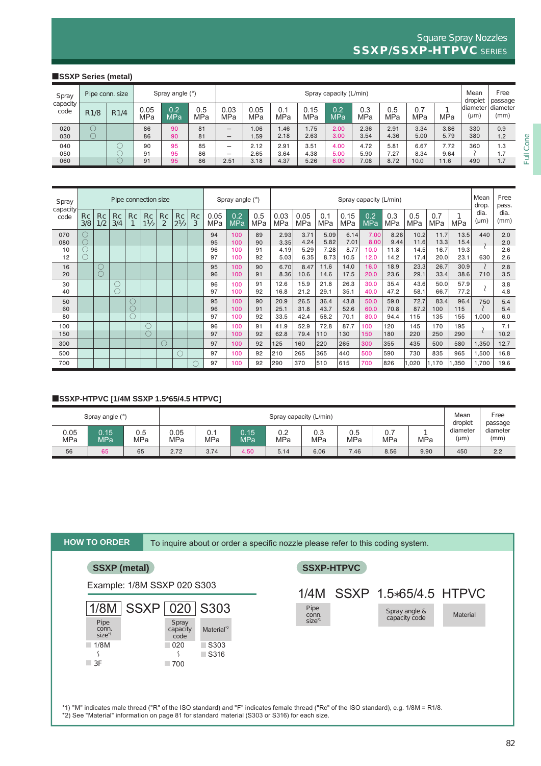Square Spray Nozzles
**SSXP/SSXP-HTPVC SERIES**

## SSXP Series (metal)

| Spray capacity code | Pipe conn. size | | Spray angle (°) | | | Spray capacity (L/min) | | | | | | | | | Mean droplet diameter (μm) | Free passage diameter (mm) |
|---|---|---|---|---|---|---|---|---|---|---|---|---|---|---|---|---|
| | R1/8 | R1/4 | 0.05 MPa | 0.2 MPa | 0.5 MPa | 0.03 MPa | 0.05 MPa | 0.1 MPa | 0.15 MPa | 0.2 MPa | 0.3 MPa | 0.5 MPa | 0.7 MPa | 1 MPa | | |
| 020 | ○ | | 86 | 90 | 81 | – | 1.06 | 1.46 | 1.75 | 2.00 | 2.36 | 2.91 | 3.34 | 3.86 | 330 | 0.9 |
| 030 | ○ | | 86 | 90 | 81 | – | 1.59 | 2.18 | 2.63 | 3.00 | 3.54 | 4.36 | 5.00 | 5.79 | 380 | 1.2 |
| 040 | | ○ | 90 | 95 | 85 | – | 2.12 | 2.91 | 3.51 | 4.00 | 4.72 | 5.81 | 6.67 | 7.72 | 360 | 1.3 |
| 050 | | ○ | 91 | 95 | 86 | – | 2.65 | 3.64 | 4.38 | 5.00 | 5.90 | 7.27 | 8.34 | 9.64 | ~ | 1.7 |
| 060 | | ○ | 91 | 95 | 86 | 2.51 | 3.18 | 4.37 | 5.26 | 6.00 | 7.08 | 8.72 | 10.0 | 11.6 | 490 | 1.7 |

| Spray capacity code | Pipe connection size | | | | | | | | Spray angle (°) | | | Spray capacity (L/min) | | | | | | | | | Mean drop. dia. (μm) | Free pass. dia. (mm) |
|---|---|---|---|---|---|---|---|---|---|---|---|---|---|---|---|---|---|---|---|---|---|---|
| | Rc 3/8 | Rc 1/2 | Rc 3/4 | Rc 1 | Rc 1½ | Rc 2 | Rc 2½ | Rc 3 | 0.05 MPa | 0.2 MPa | 0.5 MPa | 0.03 MPa | 0.05 MPa | 0.1 MPa | 0.15 MPa | 0.2 MPa | 0.3 MPa | 0.5 MPa | 0.7 MPa | 1 MPa | | |
| 070 | ○ | | | | | | | | 94 | 100 | 89 | 2.93 | 3.71 | 5.09 | 6.14 | 7.00 | 8.26 | 10.2 | 11.7 | 13.5 | 440 | 2.0 |
| 080 | ○ | | | | | | | | 95 | 100 | 90 | 3.35 | 4.24 | 5.82 | 7.01 | 8.00 | 9.44 | 11.6 | 13.3 | 15.4 | ~ | 2.0 |
| 10 | ○ | | | | | | | | 96 | 100 | 91 | 4.19 | 5.29 | 7.28 | 8.77 | 10.0 | 11.8 | 14.5 | 16.7 | 19.3 | | 2.6 |
| 12 | ○ | | | | | | | | 97 | 100 | 92 | 5.03 | 6.35 | 8.73 | 10.5 | 12.0 | 14.2 | 17.4 | 20.0 | 23.1 | 630 | 2.6 |
| 16 | | ○ | | | | | | | 95 | 100 | 90 | 6.70 | 8.47 | 11.6 | 14.0 | 16.0 | 18.9 | 23.3 | 26.7 | 30.9 | ~ | 2.8 |
| 20 | | ○ | | | | | | | 96 | 100 | 91 | 8.36 | 10.6 | 14.6 | 17.5 | 20.0 | 23.6 | 29.1 | 33.4 | 38.6 | 710 | 3.5 |
| 30 | | | ○ | | | | | | 96 | 100 | 91 | 12.6 | 15.9 | 21.8 | 26.3 | 30.0 | 35.4 | 43.6 | 50.0 | 57.9 | ~ | 3.8 |
| 40 | | | ○ | | | | | | 97 | 100 | 92 | 16.8 | 21.2 | 29.1 | 35.1 | 40.0 | 47.2 | 58.1 | 66.7 | 77.2 | | 4.8 |
| 50 | | | | ○ | | | | | 95 | 100 | 90 | 20.9 | 26.5 | 36.4 | 43.8 | 50.0 | 59.0 | 72.7 | 83.4 | 96.4 | 750 | 5.4 |
| 60 | | | | ○ | | | | | 96 | 100 | 91 | 25.1 | 31.8 | 43.7 | 52.6 | 60.0 | 70.8 | 87.2 | 100 | 115 | ~ | 5.4 |
| 80 | | | | ○ | | | | | 97 | 100 | 92 | 33.5 | 42.4 | 58.2 | 70.1 | 80.0 | 94.4 | 115 | 135 | 155 | 1,000 | 6.0 |
| 100 | | | | | ○ | | | | 96 | 100 | 91 | 41.9 | 52.9 | 72.8 | 87.7 | 100 | 120 | 145 | 170 | 195 | ~ | 7.1 |
| 150 | | | | | ○ | | | | 97 | 100 | 92 | 62.8 | 79.4 | 110 | 130 | 150 | 180 | 220 | 250 | 290 | | 10.2 |
| 300 | | | | | | ○ | | | 97 | 100 | 92 | 125 | 160 | 220 | 265 | 300 | 355 | 435 | 500 | 580 | 1,350 | 12.7 |
| 500 | | | | | | | ○ | | 97 | 100 | 92 | 210 | 265 | 365 | 440 | 500 | 590 | 730 | 835 | 965 | 1,500 | 16.8 |
| 700 | | | | | | | | ○ | 97 | 100 | 92 | 290 | 370 | 510 | 615 | 700 | 826 | 1,020 | 1,170 | 1,350 | 1,700 | 19.6 |

## SSXP-HTPVC [1/4M SSXP 1.5*65/4.5 HTPVC]

| Spray angle (°) | | | Spray capacity (L/min) | | | | | | | | Mean droplet diameter (μm) | Free passage diameter (mm) |
|---|---|---|---|---|---|---|---|---|---|---|---|---|
| 0.05 MPa | 0.15 MPa | 0.5 MPa | 0.05 MPa | 0.1 MPa | 0.15 MPa | 0.2 MPa | 0.3 MPa | 0.5 MPa | 0.7 MPa | 1 MPa | | |
| 56 | 65 | 65 | 2.72 | 3.74 | 4.50 | 5.14 | 6.06 | 7.46 | 8.56 | 9.90 | 450 | 2.2 |

## HOW TO ORDER

To inquire about or order a specific nozzle please refer to this coding system.

**SSXP (metal)**

Example: 1/8M SSXP 020 S303

1/8M SSXP 020 S303

- Pipe conn. size[*1]: 1/8M ~ 3F
- Spray capacity code: 020 ~ 700
- Material[*2]: S303, S316

**SSXP-HTPVC**

1/4M SSXP 1.5*65/4.5 HTPVC

- Pipe conn. size[*1]: 1/4M
- Spray angle & capacity code: 1.5*65/4.5
- Material: HTPVC

*1) "M" indicates male thread ("R" of the ISO standard) and "F" indicates female thread ("Rc" of the ISO standard), e.g. 1/8M = R1/8.
*2) See "Material" information on page 81 for standard material (S303 or S316) for each size.

Full Cone